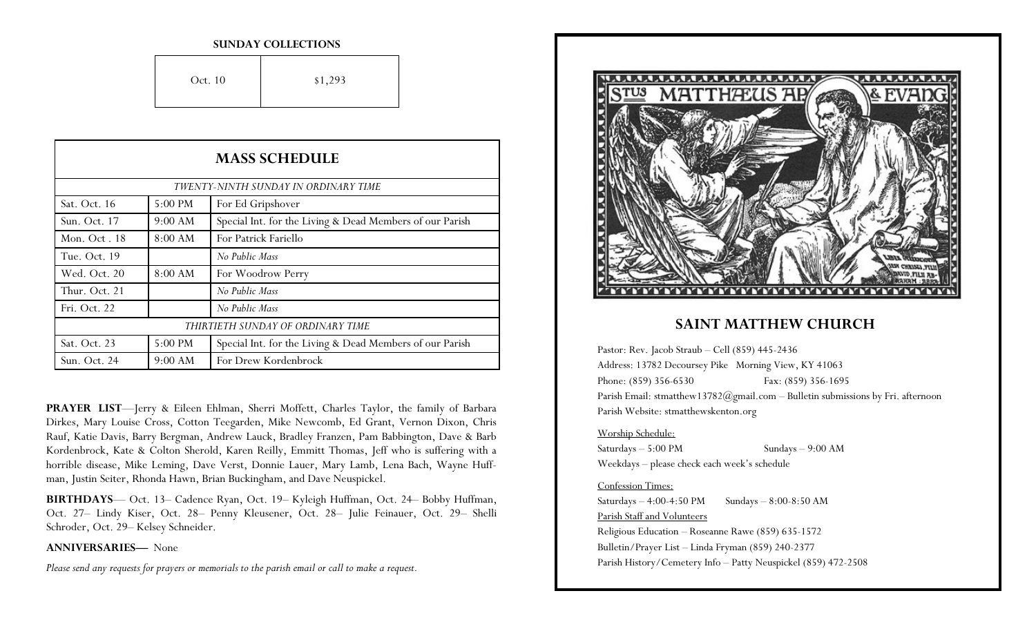**SUNDAY COLLECTIONS**

| Oct. 10 | $1,293 |
|---|---|

## MASS SCHEDULE

| *TWENTY-NINTH SUNDAY IN ORDINARY TIME* | | |
|---|---|---|
| Sat. Oct. 16 | 5:00 PM | For Ed Gripshover |
| Sun. Oct. 17 | 9:00 AM | Special Int. for the Living & Dead Members of our Parish |
| Mon. Oct . 18 | 8:00 AM | For Patrick Fariello |
| Tue. Oct. 19 | | *No Public Mass* |
| Wed. Oct. 20 | 8:00 AM | For Woodrow Perry |
| Thur. Oct. 21 | | *No Public Mass* |
| Fri. Oct. 22 | | *No Public Mass* |
| *THIRTIETH SUNDAY OF ORDINARY TIME* | | |
| Sat. Oct. 23 | 5:00 PM | Special Int. for the Living & Dead Members of our Parish |
| Sun. Oct. 24 | 9:00 AM | For Drew Kordenbrock |

**PRAYER LIST**—Jerry & Eileen Ehlman, Sherri Moffett, Charles Taylor, the family of Barbara Dirkes, Mary Louise Cross, Cotton Teegarden, Mike Newcomb, Ed Grant, Vernon Dixon, Chris Rauf, Katie Davis, Barry Bergman, Andrew Lauck, Bradley Franzen, Pam Babbington, Dave & Barb Kordenbrock, Kate & Colton Sherold, Karen Reilly, Emmitt Thomas, Jeff who is suffering with a horrible disease, Mike Leming, Dave Verst, Donnie Lauer, Mary Lamb, Lena Bach, Wayne Huffman, Justin Seiter, Rhonda Hawn, Brian Buckingham, and Dave Neuspickel.

**BIRTHDAYS**— Oct. 13– Cadence Ryan, Oct. 19– Kyleigh Huffman, Oct. 24– Bobby Huffman, Oct. 27– Lindy Kiser, Oct. 28– Penny Kleusener, Oct. 28– Julie Feinauer, Oct. 29– Shelli Schroder, Oct. 29– Kelsey Schneider.

**ANNIVERSARIES—** None

*Please send any requests for prayers or memorials to the parish email or call to make a request.*

## SAINT MATTHEW CHURCH

Pastor: Rev. Jacob Straub – Cell (859) 445-2436

Address: 13782 Decoursey Pike Morning View, KY 41063

Phone: (859) 356-6530 Fax: (859) 356-1695

Parish Email: stmatthew13782@gmail.com – Bulletin submissions by Fri. afternoon

Parish Website: stmatthewskenton.org

Worship Schedule:

Saturdays – 5:00 PM Sundays – 9:00 AM

Weekdays – please check each week's schedule

Confession Times:

Saturdays – 4:00-4:50 PM Sundays – 8:00-8:50 AM

Parish Staff and Volunteers

Religious Education – Roseanne Rawe (859) 635-1572

Bulletin/Prayer List – Linda Fryman (859) 240-2377

Parish History/Cemetery Info – Patty Neuspickel (859) 472-2508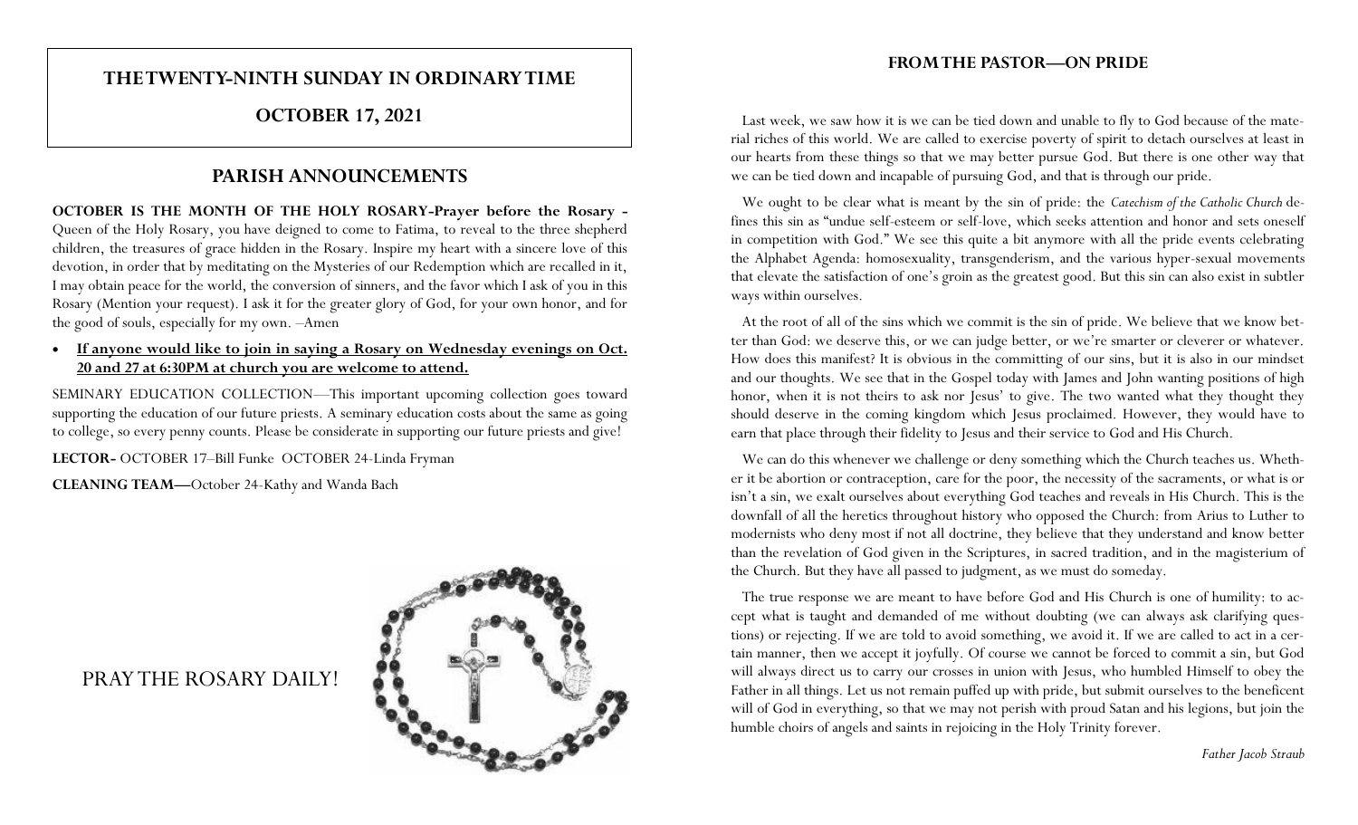# THE TWENTY-NINTH SUNDAY IN ORDINARY TIME

## OCTOBER 17, 2021

## PARISH ANNOUNCEMENTS

**OCTOBER IS THE MONTH OF THE HOLY ROSARY-Prayer before the Rosary -** Queen of the Holy Rosary, you have deigned to come to Fatima, to reveal to the three shepherd children, the treasures of grace hidden in the Rosary. Inspire my heart with a sincere love of this devotion, in order that by meditating on the Mysteries of our Redemption which are recalled in it, I may obtain peace for the world, the conversion of sinners, and the favor which I ask of you in this Rosary (Mention your request). I ask it for the greater glory of God, for your own honor, and for the good of souls, especially for my own. –Amen

- **If anyone would like to join in saying a Rosary on Wednesday evenings on Oct. 20 and 27 at 6:30PM at church you are welcome to attend.**

SEMINARY EDUCATION COLLECTION—This important upcoming collection goes toward supporting the education of our future priests. A seminary education costs about the same as going to college, so every penny counts. Please be considerate in supporting our future priests and give!

**LECTOR-** OCTOBER 17–Bill Funke OCTOBER 24-Linda Fryman

**CLEANING TEAM—**October 24-Kathy and Wanda Bach

PRAY THE ROSARY DAILY!

## FROM THE PASTOR—ON PRIDE

Last week, we saw how it is we can be tied down and unable to fly to God because of the material riches of this world. We are called to exercise poverty of spirit to detach ourselves at least in our hearts from these things so that we may better pursue God. But there is one other way that we can be tied down and incapable of pursuing God, and that is through our pride.

We ought to be clear what is meant by the sin of pride: the *Catechism of the Catholic Church* defines this sin as "undue self-esteem or self-love, which seeks attention and honor and sets oneself in competition with God." We see this quite a bit anymore with all the pride events celebrating the Alphabet Agenda: homosexuality, transgenderism, and the various hyper-sexual movements that elevate the satisfaction of one's groin as the greatest good. But this sin can also exist in subtler ways within ourselves.

At the root of all of the sins which we commit is the sin of pride. We believe that we know better than God: we deserve this, or we can judge better, or we're smarter or cleverer or whatever. How does this manifest? It is obvious in the committing of our sins, but it is also in our mindset and our thoughts. We see that in the Gospel today with James and John wanting positions of high honor, when it is not theirs to ask nor Jesus' to give. The two wanted what they thought they should deserve in the coming kingdom which Jesus proclaimed. However, they would have to earn that place through their fidelity to Jesus and their service to God and His Church.

We can do this whenever we challenge or deny something which the Church teaches us. Whether it be abortion or contraception, care for the poor, the necessity of the sacraments, or what is or isn't a sin, we exalt ourselves about everything God teaches and reveals in His Church. This is the downfall of all the heretics throughout history who opposed the Church: from Arius to Luther to modernists who deny most if not all doctrine, they believe that they understand and know better than the revelation of God given in the Scriptures, in sacred tradition, and in the magisterium of the Church. But they have all passed to judgment, as we must do someday.

The true response we are meant to have before God and His Church is one of humility: to accept what is taught and demanded of me without doubting (we can always ask clarifying questions) or rejecting. If we are told to avoid something, we avoid it. If we are called to act in a certain manner, then we accept it joyfully. Of course we cannot be forced to commit a sin, but God will always direct us to carry our crosses in union with Jesus, who humbled Himself to obey the Father in all things. Let us not remain puffed up with pride, but submit ourselves to the beneficent will of God in everything, so that we may not perish with proud Satan and his legions, but join the humble choirs of angels and saints in rejoicing in the Holy Trinity forever.

*Father Jacob Straub*